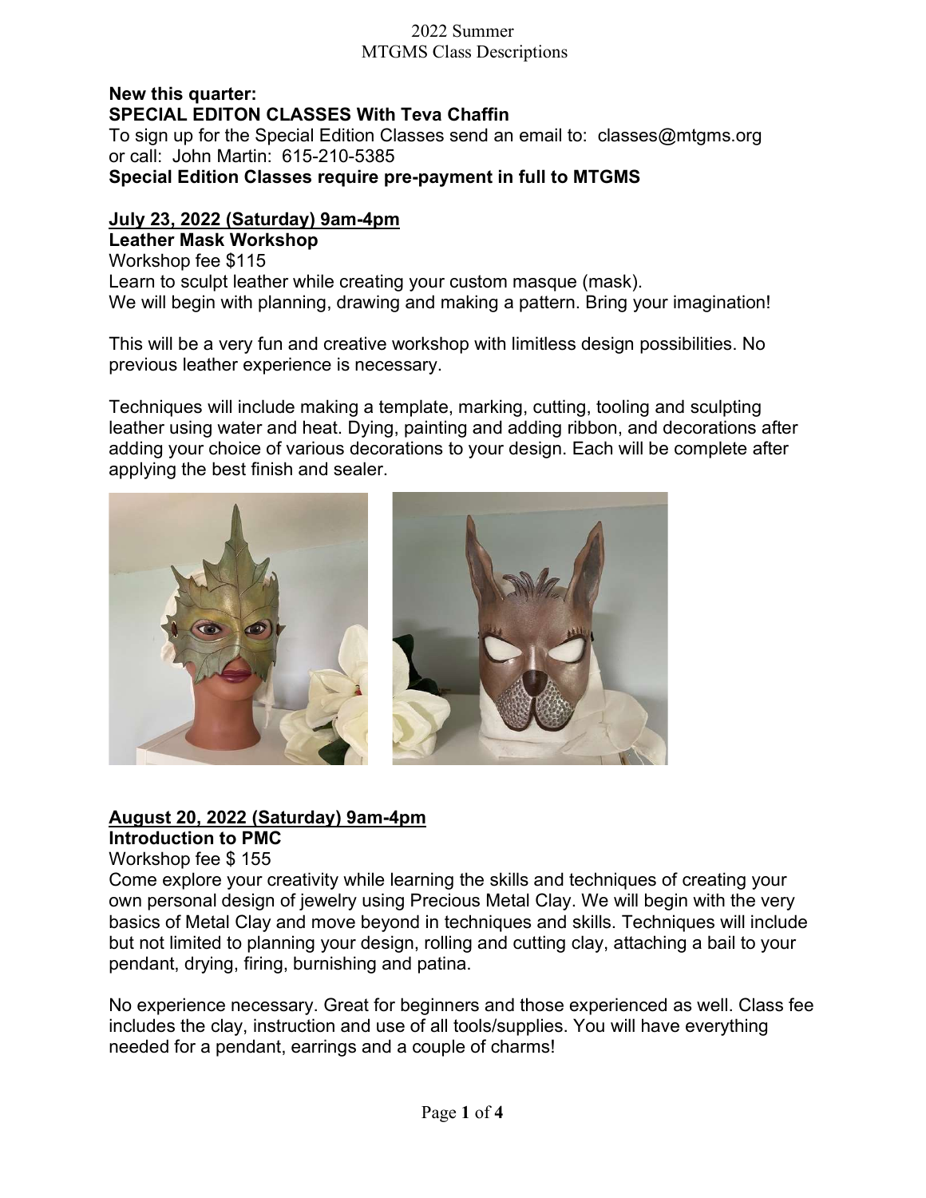**New this quarter:**
**SPECIAL EDITON CLASSES With Teva Chaffin**

To sign up for the Special Edition Classes send an email to: classes@mtgms.org
or call: John Martin: 615-210-5385

**Special Edition Classes require pre-payment in full to MTGMS**

**July 23, 2022 (Saturday) 9am-4pm**

**Leather Mask Workshop**

Workshop fee $115

Learn to sculpt leather while creating your custom masque (mask).
We will begin with planning, drawing and making a pattern. Bring your imagination!

This will be a very fun and creative workshop with limitless design possibilities. No previous leather experience is necessary.

Techniques will include making a template, marking, cutting, tooling and sculpting leather using water and heat. Dying, painting and adding ribbon, and decorations after adding your choice of various decorations to your design. Each will be complete after applying the best finish and sealer.

**August 20, 2022 (Saturday) 9am-4pm**

**Introduction to PMC**

Workshop fee $ 155

Come explore your creativity while learning the skills and techniques of creating your own personal design of jewelry using Precious Metal Clay. We will begin with the very basics of Metal Clay and move beyond in techniques and skills. Techniques will include but not limited to planning your design, rolling and cutting clay, attaching a bail to your pendant, drying, firing, burnishing and patina.

No experience necessary. Great for beginners and those experienced as well. Class fee includes the clay, instruction and use of all tools/supplies. You will have everything needed for a pendant, earrings and a couple of charms!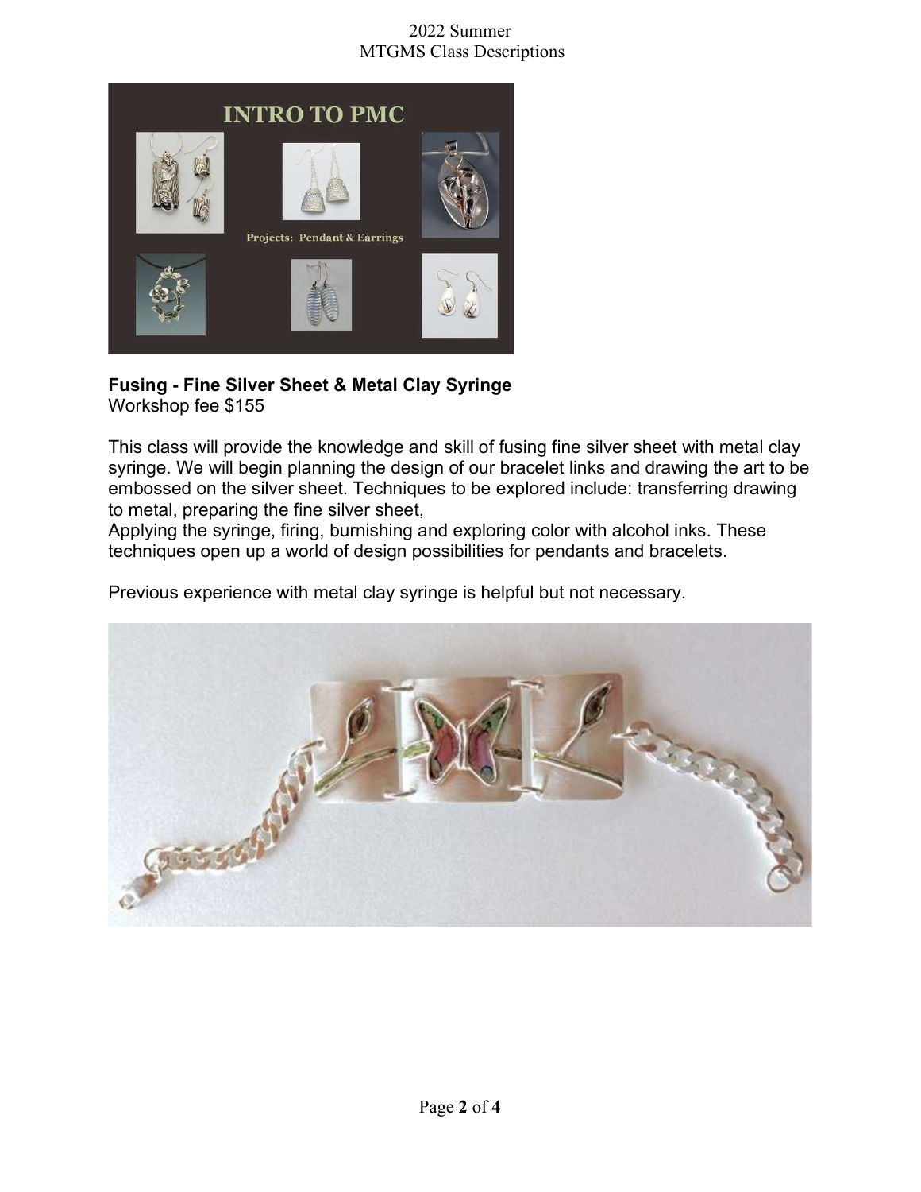**Fusing - Fine Silver Sheet & Metal Clay Syringe**
Workshop fee $155

This class will provide the knowledge and skill of fusing fine silver sheet with metal clay syringe. We will begin planning the design of our bracelet links and drawing the art to be embossed on the silver sheet. Techniques to be explored include: transferring drawing to metal, preparing the fine silver sheet,
Applying the syringe, firing, burnishing and exploring color with alcohol inks. These techniques open up a world of design possibilities for pendants and bracelets.

Previous experience with metal clay syringe is helpful but not necessary.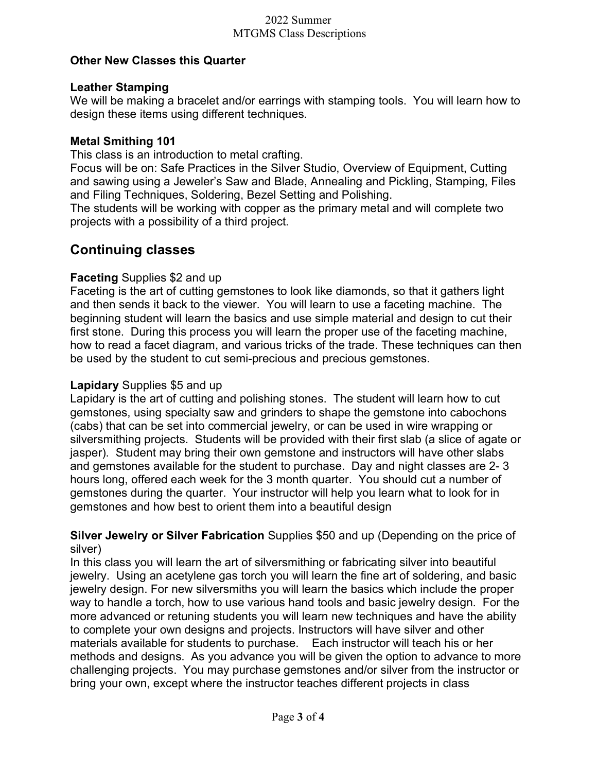### Other New Classes this Quarter

**Leather Stamping**
We will be making a bracelet and/or earrings with stamping tools. You will learn how to design these items using different techniques.

**Metal Smithing 101**
This class is an introduction to metal crafting.
Focus will be on: Safe Practices in the Silver Studio, Overview of Equipment, Cutting and sawing using a Jeweler's Saw and Blade, Annealing and Pickling, Stamping, Files and Filing Techniques, Soldering, Bezel Setting and Polishing.
The students will be working with copper as the primary metal and will complete two projects with a possibility of a third project.

## Continuing classes

**Faceting** Supplies $2 and up
Faceting is the art of cutting gemstones to look like diamonds, so that it gathers light and then sends it back to the viewer. You will learn to use a faceting machine. The beginning student will learn the basics and use simple material and design to cut their first stone. During this process you will learn the proper use of the faceting machine, how to read a facet diagram, and various tricks of the trade. These techniques can then be used by the student to cut semi-precious and precious gemstones.

**Lapidary** Supplies $5 and up
Lapidary is the art of cutting and polishing stones. The student will learn how to cut gemstones, using specialty saw and grinders to shape the gemstone into cabochons (cabs) that can be set into commercial jewelry, or can be used in wire wrapping or silversmithing projects. Students will be provided with their first slab (a slice of agate or jasper). Student may bring their own gemstone and instructors will have other slabs and gemstones available for the student to purchase. Day and night classes are 2- 3 hours long, offered each week for the 3 month quarter. You should cut a number of gemstones during the quarter. Your instructor will help you learn what to look for in gemstones and how best to orient them into a beautiful design

**Silver Jewelry or Silver Fabrication** Supplies $50 and up (Depending on the price of silver)
In this class you will learn the art of silversmithing or fabricating silver into beautiful jewelry. Using an acetylene gas torch you will learn the fine art of soldering, and basic jewelry design. For new silversmiths you will learn the basics which include the proper way to handle a torch, how to use various hand tools and basic jewelry design. For the more advanced or retuning students you will learn new techniques and have the ability to complete your own designs and projects. Instructors will have silver and other materials available for students to purchase. Each instructor will teach his or her methods and designs. As you advance you will be given the option to advance to more challenging projects. You may purchase gemstones and/or silver from the instructor or bring your own, except where the instructor teaches different projects in class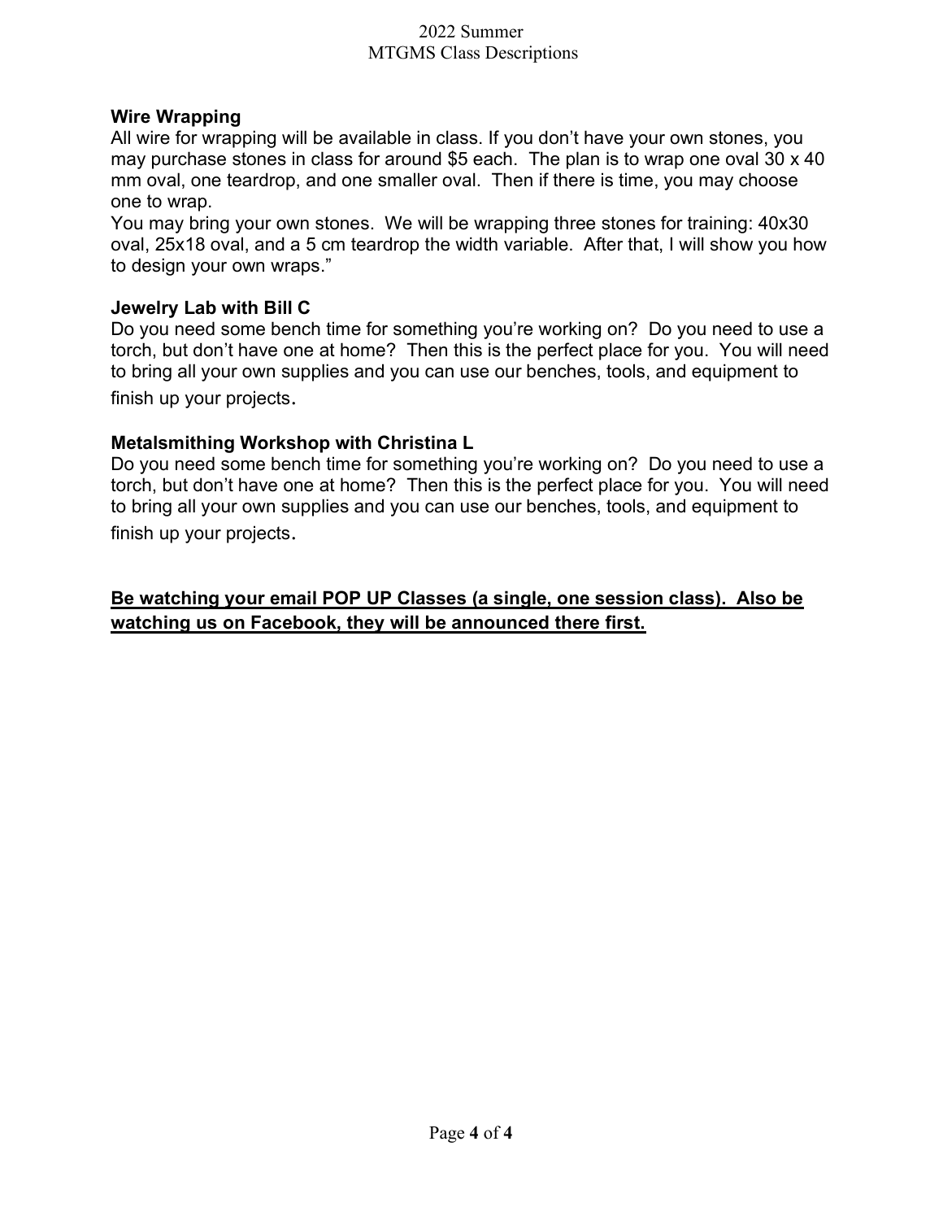### Wire Wrapping

All wire for wrapping will be available in class. If you don't have your own stones, you may purchase stones in class for around $5 each. The plan is to wrap one oval 30 x 40 mm oval, one teardrop, and one smaller oval. Then if there is time, you may choose one to wrap.

You may bring your own stones. We will be wrapping three stones for training: 40x30 oval, 25x18 oval, and a 5 cm teardrop the width variable. After that, I will show you how to design your own wraps."

### Jewelry Lab with Bill C

Do you need some bench time for something you're working on? Do you need to use a torch, but don't have one at home? Then this is the perfect place for you. You will need to bring all your own supplies and you can use our benches, tools, and equipment to finish up your projects.

### Metalsmithing Workshop with Christina L

Do you need some bench time for something you're working on? Do you need to use a torch, but don't have one at home? Then this is the perfect place for you. You will need to bring all your own supplies and you can use our benches, tools, and equipment to finish up your projects.

**Be watching your email POP UP Classes (a single, one session class). Also be watching us on Facebook, they will be announced there first.**